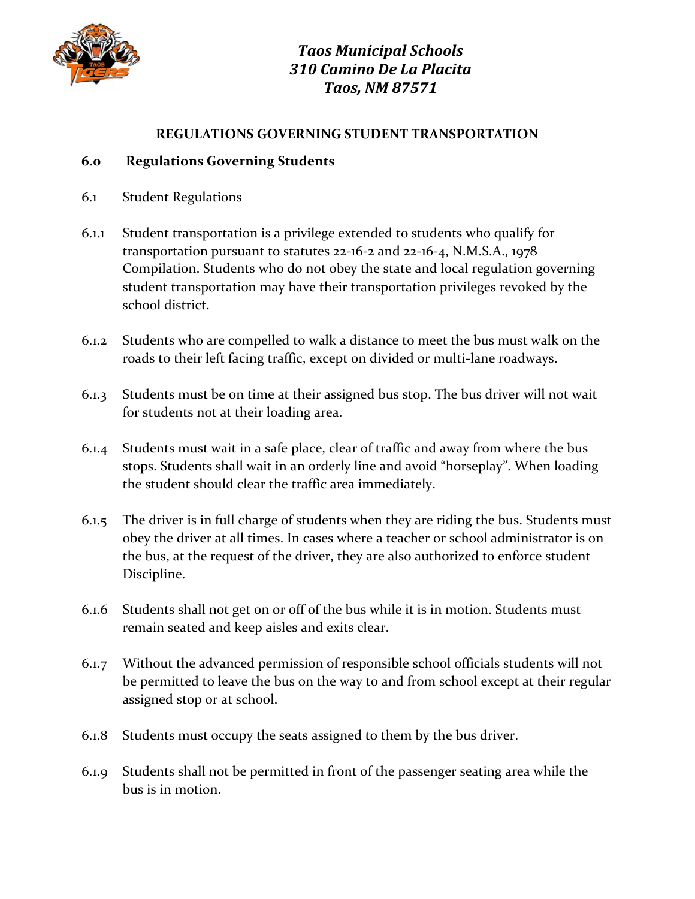*Taos Municipal Schools*
*310 Camino De La Placita*
*Taos, NM 87571*

# REGULATIONS GOVERNING STUDENT TRANSPORTATION

## 6.0 Regulations Governing Students

### 6.1 <u>Student Regulations</u>

6.1.1 Student transportation is a privilege extended to students who qualify for transportation pursuant to statutes 22-16-2 and 22-16-4, N.M.S.A., 1978 Compilation. Students who do not obey the state and local regulation governing student transportation may have their transportation privileges revoked by the school district.

6.1.2 Students who are compelled to walk a distance to meet the bus must walk on the roads to their left facing traffic, except on divided or multi-lane roadways.

6.1.3 Students must be on time at their assigned bus stop. The bus driver will not wait for students not at their loading area.

6.1.4 Students must wait in a safe place, clear of traffic and away from where the bus stops. Students shall wait in an orderly line and avoid "horseplay". When loading the student should clear the traffic area immediately.

6.1.5 The driver is in full charge of students when they are riding the bus. Students must obey the driver at all times. In cases where a teacher or school administrator is on the bus, at the request of the driver, they are also authorized to enforce student Discipline.

6.1.6 Students shall not get on or off of the bus while it is in motion. Students must remain seated and keep aisles and exits clear.

6.1.7 Without the advanced permission of responsible school officials students will not be permitted to leave the bus on the way to and from school except at their regular assigned stop or at school.

6.1.8 Students must occupy the seats assigned to them by the bus driver.

6.1.9 Students shall not be permitted in front of the passenger seating area while the bus is in motion.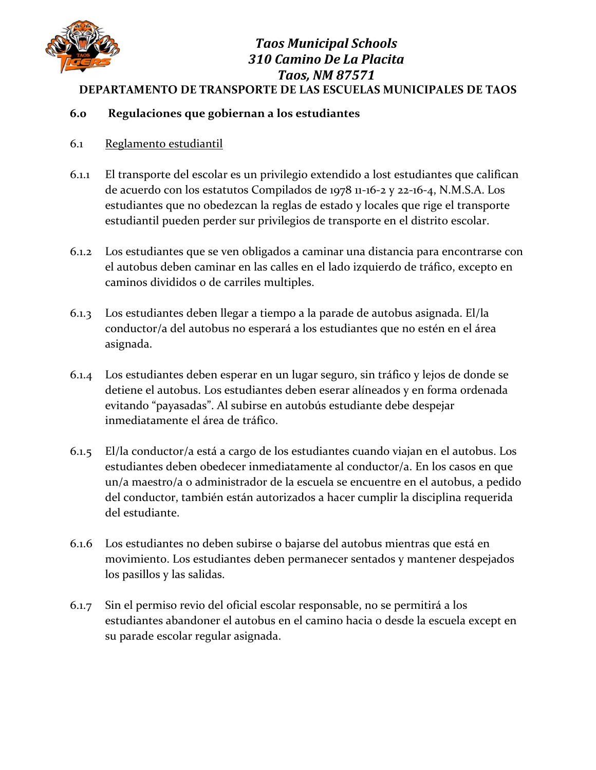**Taos Municipal Schools**
**310 Camino De La Placita**
**Taos, NM 87571**

**DEPARTAMENTO DE TRANSPORTE DE LAS ESCUELAS MUNICIPALES DE TAOS**

## 6.0 Regulaciones que gobiernan a los estudiantes

### 6.1 Reglamento estudiantil

6.1.1 El transporte del escolar es un privilegio extendido a lost estudiantes que califican de acuerdo con los estatutos Compilados de 1978 11-16-2 y 22-16-4, N.M.S.A. Los estudiantes que no obedezcan la reglas de estado y locales que rige el transporte estudiantil pueden perder sur privilegios de transporte en el distrito escolar.

6.1.2 Los estudiantes que se ven obligados a caminar una distancia para encontrarse con el autobus deben caminar en las calles en el lado izquierdo de tráfico, excepto en caminos divididos o de carriles multiples.

6.1.3 Los estudiantes deben llegar a tiempo a la parade de autobus asignada. El/la conductor/a del autobus no esperará a los estudiantes que no estén en el área asignada.

6.1.4 Los estudiantes deben esperar en un lugar seguro, sin tráfico y lejos de donde se detiene el autobus. Los estudiantes deben eserar alíneados y en forma ordenada evitando "payasadas". Al subirse en autobús estudiante debe despejar inmediatamente el área de tráfico.

6.1.5 El/la conductor/a está a cargo de los estudiantes cuando viajan en el autobus. Los estudiantes deben obedecer inmediatamente al conductor/a. En los casos en que un/a maestro/a o administrador de la escuela se encuentre en el autobus, a pedido del conductor, también están autorizados a hacer cumplir la disciplina requerida del estudiante.

6.1.6 Los estudiantes no deben subirse o bajarse del autobus mientras que está en movimiento. Los estudiantes deben permanecer sentados y mantener despejados los pasillos y las salidas.

6.1.7 Sin el permiso revio del oficial escolar responsable, no se permitirá a los estudiantes abandoner el autobus en el camino hacia o desde la escuela except en su parade escolar regular asignada.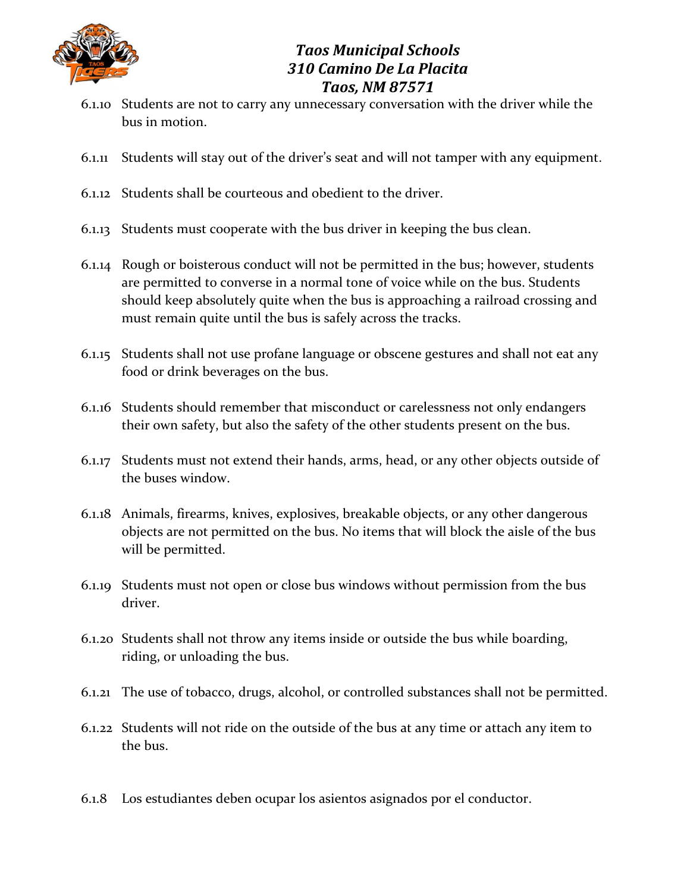6.1.10 Students are not to carry any unnecessary conversation with the driver while the bus in motion.

6.1.11 Students will stay out of the driver's seat and will not tamper with any equipment.

6.1.12 Students shall be courteous and obedient to the driver.

6.1.13 Students must cooperate with the bus driver in keeping the bus clean.

6.1.14 Rough or boisterous conduct will not be permitted in the bus; however, students are permitted to converse in a normal tone of voice while on the bus. Students should keep absolutely quite when the bus is approaching a railroad crossing and must remain quite until the bus is safely across the tracks.

6.1.15 Students shall not use profane language or obscene gestures and shall not eat any food or drink beverages on the bus.

6.1.16 Students should remember that misconduct or carelessness not only endangers their own safety, but also the safety of the other students present on the bus.

6.1.17 Students must not extend their hands, arms, head, or any other objects outside of the buses window.

6.1.18 Animals, firearms, knives, explosives, breakable objects, or any other dangerous objects are not permitted on the bus. No items that will block the aisle of the bus will be permitted.

6.1.19 Students must not open or close bus windows without permission from the bus driver.

6.1.20 Students shall not throw any items inside or outside the bus while boarding, riding, or unloading the bus.

6.1.21 The use of tobacco, drugs, alcohol, or controlled substances shall not be permitted.

6.1.22 Students will not ride on the outside of the bus at any time or attach any item to the bus.

6.1.8 Los estudiantes deben ocupar los asientos asignados por el conductor.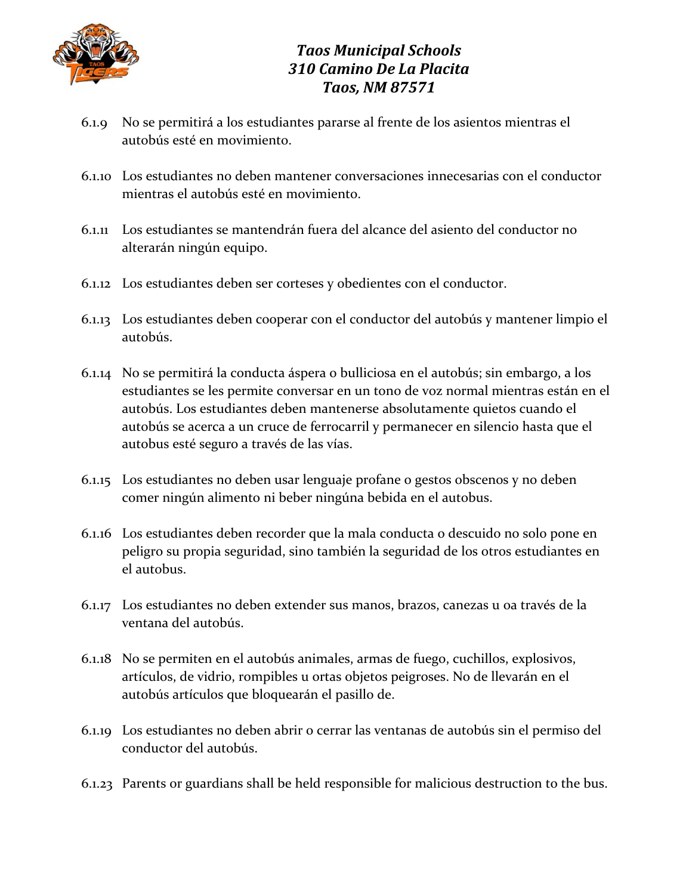6.1.9 No se permitirá a los estudiantes pararse al frente de los asientos mientras el autobús esté en movimiento.

6.1.10 Los estudiantes no deben mantener conversaciones innecesarias con el conductor mientras el autobús esté en movimiento.

6.1.11 Los estudiantes se mantendrán fuera del alcance del asiento del conductor no alterarán ningún equipo.

6.1.12 Los estudiantes deben ser corteses y obedientes con el conductor.

6.1.13 Los estudiantes deben cooperar con el conductor del autobús y mantener limpio el autobús.

6.1.14 No se permitirá la conducta áspera o bulliciosa en el autobús; sin embargo, a los estudiantes se les permite conversar en un tono de voz normal mientras están en el autobús. Los estudiantes deben mantenerse absolutamente quietos cuando el autobús se acerca a un cruce de ferrocarril y permanecer en silencio hasta que el autobus esté seguro a través de las vías.

6.1.15 Los estudiantes no deben usar lenguaje profane o gestos obscenos y no deben comer ningún alimento ni beber ningúna bebida en el autobus.

6.1.16 Los estudiantes deben recorder que la mala conducta o descuido no solo pone en peligro su propia seguridad, sino también la seguridad de los otros estudiantes en el autobus.

6.1.17 Los estudiantes no deben extender sus manos, brazos, canezas u oa través de la ventana del autobús.

6.1.18 No se permiten en el autobús animales, armas de fuego, cuchillos, explosivos, artículos, de vidrio, rompibles u ortas objetos peigroses. No de llevarán en el autobús artículos que bloquearán el pasillo de.

6.1.19 Los estudiantes no deben abrir o cerrar las ventanas de autobús sin el permiso del conductor del autobús.

6.1.23 Parents or guardians shall be held responsible for malicious destruction to the bus.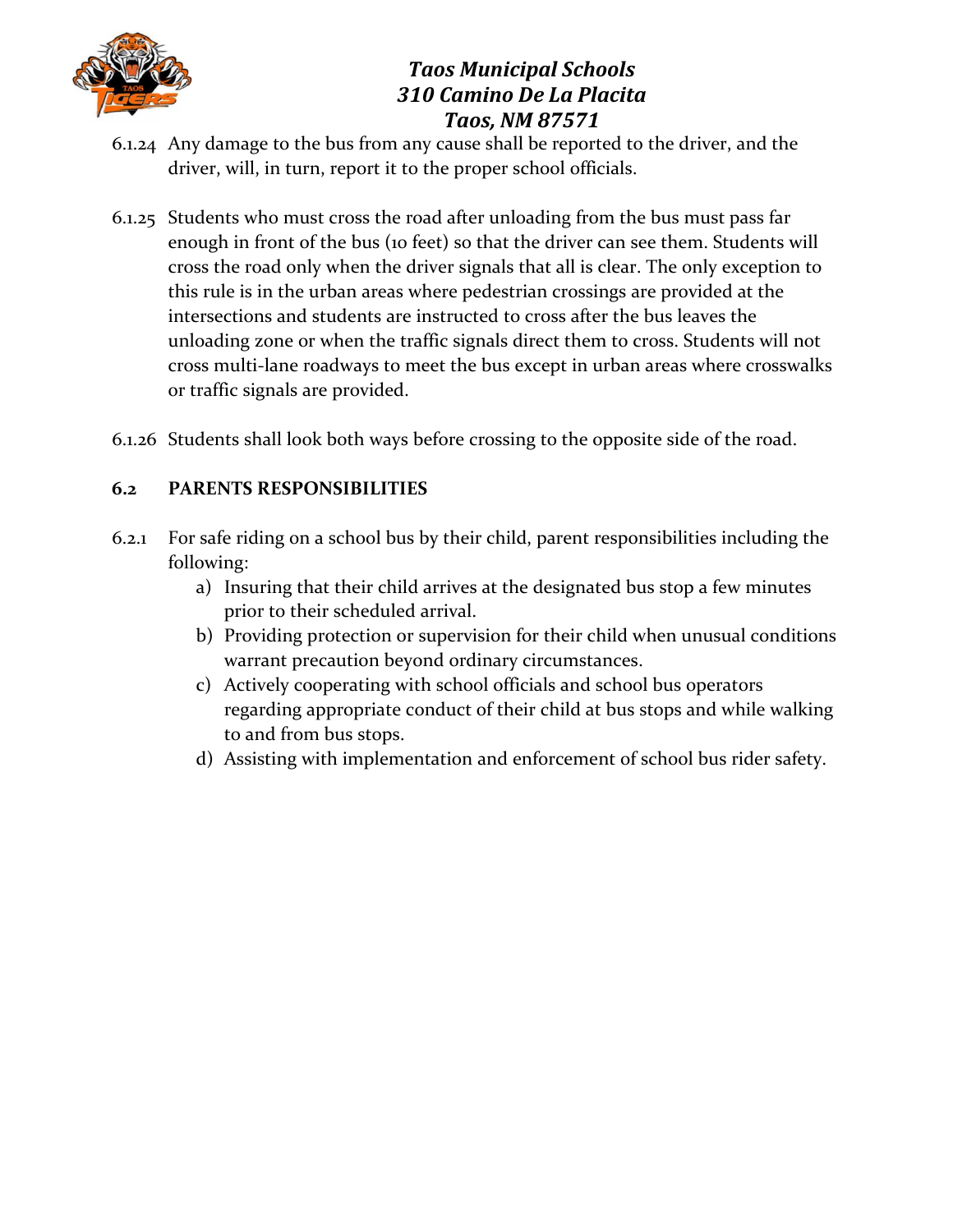6.1.24 Any damage to the bus from any cause shall be reported to the driver, and the driver, will, in turn, report it to the proper school officials.

6.1.25 Students who must cross the road after unloading from the bus must pass far enough in front of the bus (10 feet) so that the driver can see them. Students will cross the road only when the driver signals that all is clear. The only exception to this rule is in the urban areas where pedestrian crossings are provided at the intersections and students are instructed to cross after the bus leaves the unloading zone or when the traffic signals direct them to cross. Students will not cross multi-lane roadways to meet the bus except in urban areas where crosswalks or traffic signals are provided.

6.1.26 Students shall look both ways before crossing to the opposite side of the road.

### 6.2 PARENTS RESPONSIBILITIES

6.2.1 For safe riding on a school bus by their child, parent responsibilities including the following:

a) Insuring that their child arrives at the designated bus stop a few minutes prior to their scheduled arrival.
b) Providing protection or supervision for their child when unusual conditions warrant precaution beyond ordinary circumstances.
c) Actively cooperating with school officials and school bus operators regarding appropriate conduct of their child at bus stops and while walking to and from bus stops.
d) Assisting with implementation and enforcement of school bus rider safety.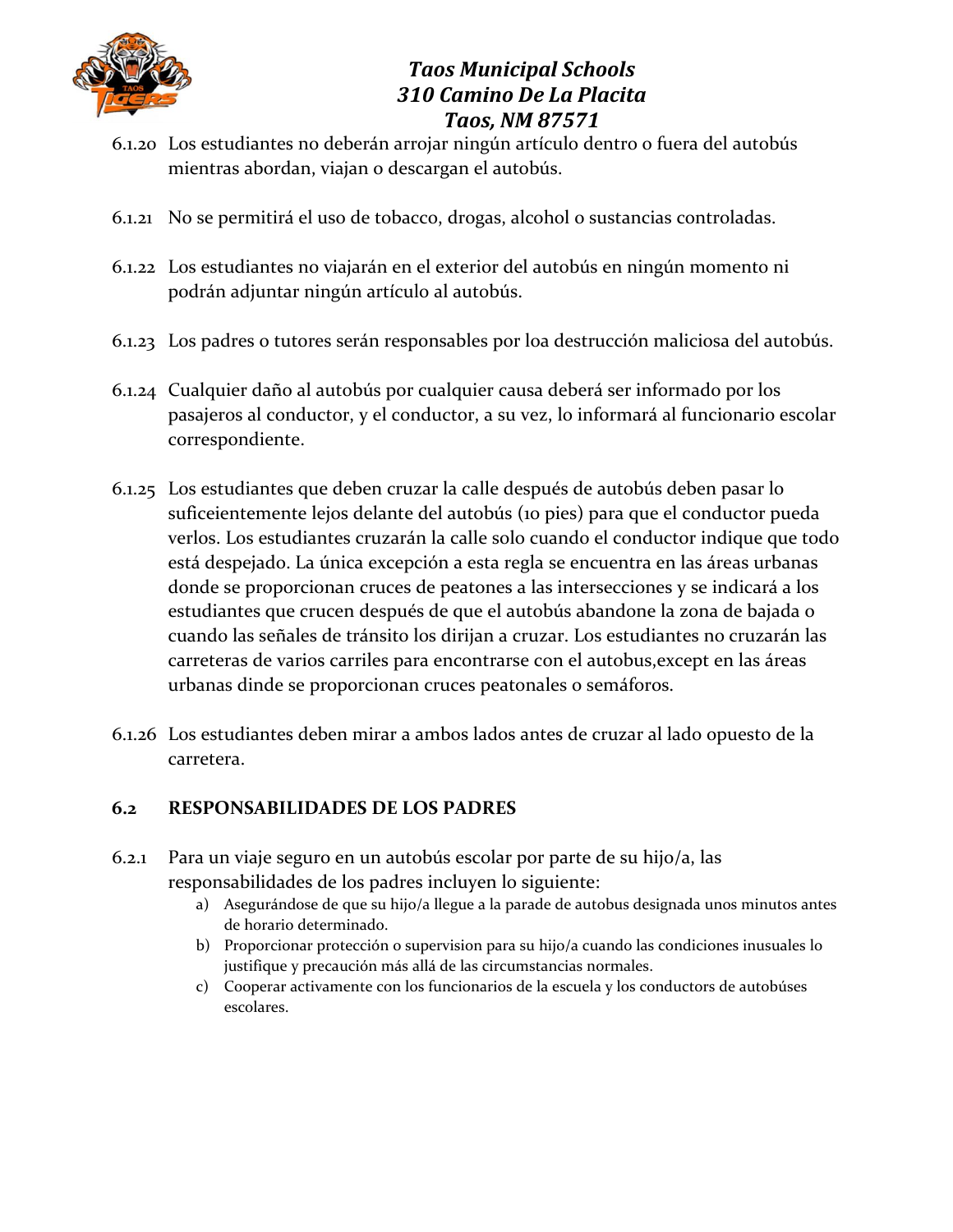6.1.20 Los estudiantes no deberán arrojar ningún artículo dentro o fuera del autobús mientras abordan, viajan o descargan el autobús.

6.1.21 No se permitirá el uso de tobacco, drogas, alcohol o sustancias controladas.

6.1.22 Los estudiantes no viajarán en el exterior del autobús en ningún momento ni podrán adjuntar ningún artículo al autobús.

6.1.23 Los padres o tutores serán responsables por loa destrucción maliciosa del autobús.

6.1.24 Cualquier daño al autobús por cualquier causa deberá ser informado por los pasajeros al conductor, y el conductor, a su vez, lo informará al funcionario escolar correspondiente.

6.1.25 Los estudiantes que deben cruzar la calle después de autobús deben pasar lo suficeientemente lejos delante del autobús (10 pies) para que el conductor pueda verlos. Los estudiantes cruzarán la calle solo cuando el conductor indique que todo está despejado. La única excepción a esta regla se encuentra en las áreas urbanas donde se proporcionan cruces de peatones a las intersecciones y se indicará a los estudiantes que crucen después de que el autobús abandone la zona de bajada o cuando las señales de tránsito los dirijan a cruzar. Los estudiantes no cruzarán las carreteras de varios carriles para encontrarse con el autobus,except en las áreas urbanas dinde se proporcionan cruces peatonales o semáforos.

6.1.26 Los estudiantes deben mirar a ambos lados antes de cruzar al lado opuesto de la carretera.

## 6.2 RESPONSABILIDADES DE LOS PADRES

6.2.1 Para un viaje seguro en un autobús escolar por parte de su hijo/a, las responsabilidades de los padres incluyen lo siguiente:

a) Asegurándose de que su hijo/a llegue a la parade de autobus designada unos minutos antes de horario determinado.
b) Proporcionar protección o supervision para su hijo/a cuando las condiciones inusuales lo justifique y precaución más allá de las circumstancias normales.
c) Cooperar activamente con los funcionarios de la escuela y los conductors de autobúses escolares.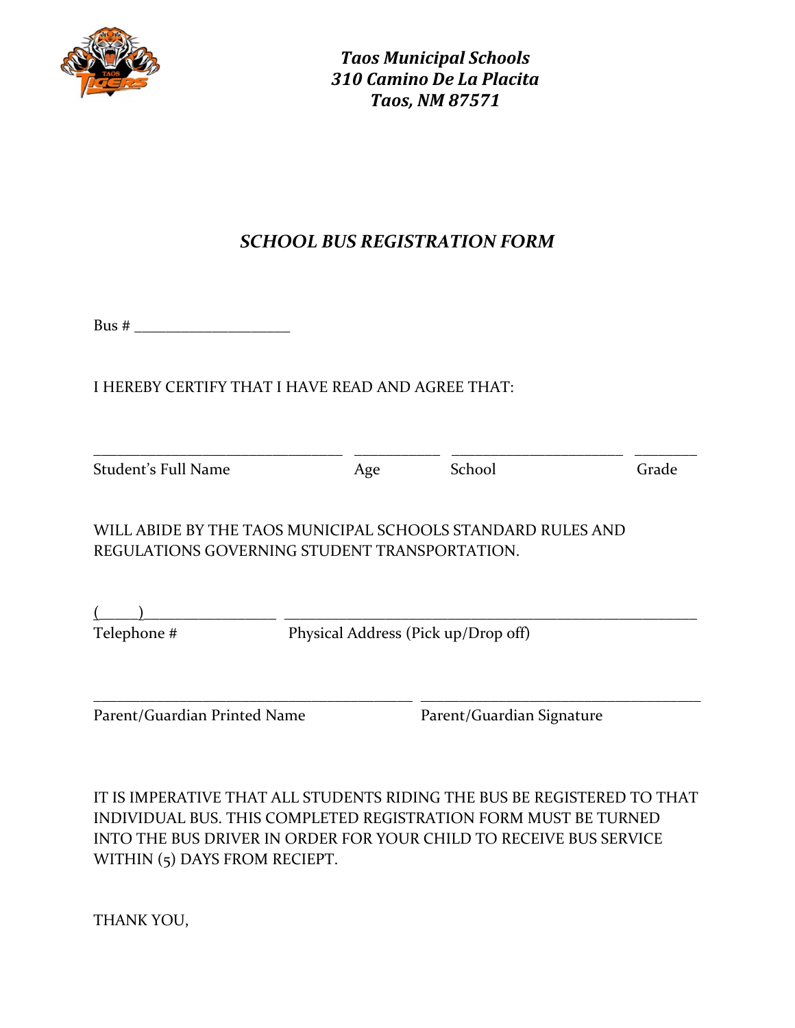***Taos Municipal Schools***
***310 Camino De La Placita***
***Taos, NM 87571***

## *SCHOOL BUS REGISTRATION FORM*

Bus # ____________________

I HEREBY CERTIFY THAT I HAVE READ AND AGREE THAT:

________________________________ ___________ ______________________ ________
Student's Full Name Age School Grade

WILL ABIDE BY THE TAOS MUNICIPAL SCHOOLS STANDARD RULES AND REGULATIONS GOVERNING STUDENT TRANSPORTATION.

(_____)_________________ _____________________________________________________
Telephone # Physical Address (Pick up/Drop off)

_________________________________________ ____________________________________
Parent/Guardian Printed Name Parent/Guardian Signature

IT IS IMPERATIVE THAT ALL STUDENTS RIDING THE BUS BE REGISTERED TO THAT INDIVIDUAL BUS. THIS COMPLETED REGISTRATION FORM MUST BE TURNED INTO THE BUS DRIVER IN ORDER FOR YOUR CHILD TO RECEIVE BUS SERVICE WITHIN (5) DAYS FROM RECIEPT.

THANK YOU,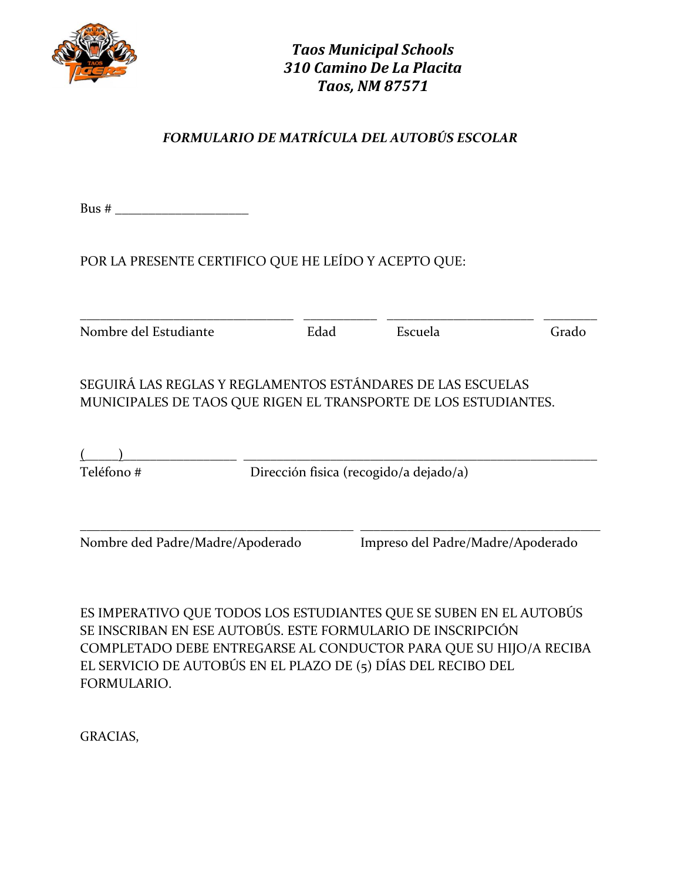***Taos Municipal Schools***
***310 Camino De La Placita***
***Taos, NM 87571***

## *FORMULARIO DE MATRÍCULA DEL AUTOBÚS ESCOLAR*

Bus # ____________________

POR LA PRESENTE CERTIFICO QUE HE LEÍDO Y ACEPTO QUE:

________________________________ ___________ ______________________ ________
Nombre del Estudiante Edad Escuela Grado

SEGUIRÁ LAS REGLAS Y REGLAMENTOS ESTÁNDARES DE LAS ESCUELAS MUNICIPALES DE TAOS QUE RIGEN EL TRANSPORTE DE LOS ESTUDIANTES.

(_____)_________________ _____________________________________________________
Teléfono # Dirección fisica (recogido/a dejado/a)

_________________________________________ ____________________________________
Nombre ded Padre/Madre/Apoderado Impreso del Padre/Madre/Apoderado

ES IMPERATIVO QUE TODOS LOS ESTUDIANTES QUE SE SUBEN EN EL AUTOBÚS SE INSCRIBAN EN ESE AUTOBÚS. ESTE FORMULARIO DE INSCRIPCIÓN COMPLETADO DEBE ENTREGARSE AL CONDUCTOR PARA QUE SU HIJO/A RECIBA EL SERVICIO DE AUTOBÚS EN EL PLAZO DE (5) DÍAS DEL RECIBO DEL FORMULARIO.

GRACIAS,